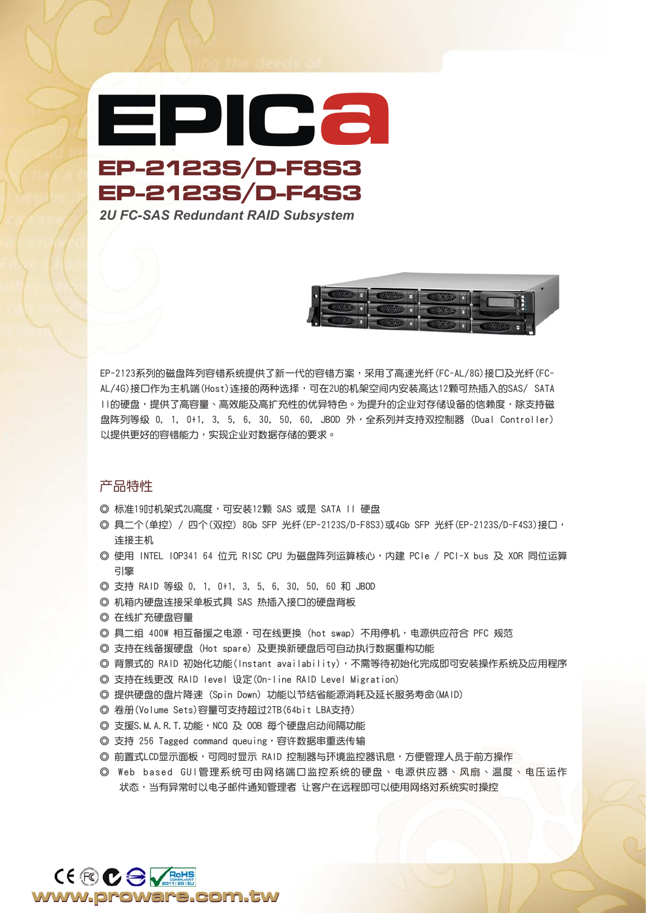# EPICa

## EP-2123S/D-F8S3
## EP-2123S/D-F4S3

*2U FC-SAS Redundant RAID Subsystem*

EP-2123系列的磁盘阵列容错系统提供了新一代的容错方案，采用了高速光纤(FC-AL/8G)接口及光纤(FC-AL/4G)接口作为主机端(Host)连接的两种选择，可在2U的机架空间内安装高达12颗可热插入的SAS/ SATA II的硬盘，提供了高容量、高效能及高扩充性的优异特色。为提升的企业对存储设备的信赖度，除支持磁盘阵列等级 0, 1, 0+1, 3, 5, 6, 30, 50, 60, JBOD 外，全系列并支持双控制器 (Dual Controller) 以提供更好的容错能力，实现企业对数据存储的要求。

## 产品特性

◎ 标准19吋机架式2U高度，可安装12颗 SAS 或是 SATA II 硬盘
◎ 具二个(单控) / 四个(双控) 8Gb SFP 光纤(EP-2123S/D-F8S3)或4Gb SFP 光纤(EP-2123S/D-F4S3)接口，连接主机
◎ 使用 INTEL IOP341 64 位元 RISC CPU 为磁盘阵列运算核心，内建 PCIe / PCI-X bus 及 XOR 同位运算引擎
◎ 支持 RAID 等级 0, 1, 0+1, 3, 5, 6, 30, 50, 60 和 JBOD
◎ 机箱内硬盘连接采单板式具 SAS 热插入接口的硬盘背板
◎ 在线扩充硬盘容量
◎ 具二组 400W 相互备援之电源，可在线更换 (hot swap) 不用停机，电源供应符合 PFC 规范
◎ 支持在线备援硬盘 (Hot spare) 及更换新硬盘后可自动执行数据重构功能
◎ 背景式的 RAID 初始化功能(Instant availability)，不需等待初始化完成即可安装操作系统及应用程序
◎ 支持在线更改 RAID level 设定(On-line RAID Level Migration)
◎ 提供硬盘的盘片降速 (Spin Down) 功能以节结省能源消耗及延长服务寿命(MAID)
◎ 卷册(Volume Sets)容量可支持超过2TB(64bit LBA支持)
◎ 支援S.M.A.R.T.功能，NCQ 及 OOB 每个硬盘启动间隔功能
◎ 支持 256 Tagged command queuing，容许数据串重迭传输
◎ 前置式LCD显示面板，可同时显示 RAID 控制器与环境监控器讯息，方便管理人员于前方操作
◎ Web based GUI管理系统可由网络端口监控系统的硬盘、电源供应器、风扇、温度、电压运作状态，当有异常时以电子邮件通知管理者 让客户在远程即可以使用网络对系统实时操控

www.proware.com.tw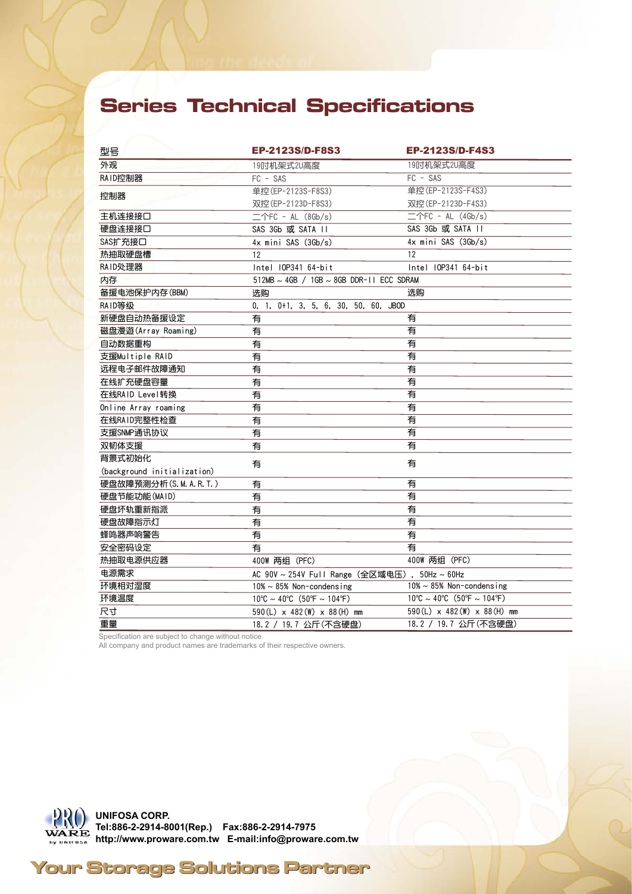# Series Technical Specifications

| 型号 | EP-2123S/D-F8S3 | EP-2123S/D-F4S3 |
|---|---|---|
| 外观 | 19吋机架式2U高度 | 19吋机架式2U高度 |
| RAID控制器 | FC - SAS | FC - SAS |
| 控制器 | 单控(EP-2123S-F8S3)<br>双控(EP-2123D-F8S3) | 单控(EP-2123S-F4S3)<br>双控(EP-2123D-F4S3) |
| 主机连接接口 | 二个FC - AL (8Gb/s) | 二个FC - AL (4Gb/s) |
| 硬盘连接接口 | SAS 3Gb 或 SATA II | SAS 3Gb 或 SATA II |
| SAS扩充接口 | 4x mini SAS (3Gb/s) | 4x mini SAS (3Gb/s) |
| 热抽取硬盘槽 | 12 | 12 |
| RAID处理器 | Intel IOP341 64-bit | Intel IOP341 64-bit |
| 内存 | 512MB ~ 4GB / 1GB ~ 8GB DDR-II ECC SDRAM | |
| 备援电池保护内存(BBM) | 选购 | 选购 |
| RAID等级 | 0, 1, 0+1, 3, 5, 6, 30, 50, 60, JBOD | |
| 新硬盘自动热备援设定 | 有 | 有 |
| 磁盘漫遊(Array Roaming) | 有 | 有 |
| 自动数据重构 | 有 | 有 |
| 支援Multiple RAID | 有 | 有 |
| 远程电子邮件故障通知 | 有 | 有 |
| 在线扩充硬盘容量 | 有 | 有 |
| 在线RAID Level转换 | 有 | 有 |
| Online Array roaming | 有 | 有 |
| 在线RAID完整性检查 | 有 | 有 |
| 支援SNMP通讯协议 | 有 | 有 |
| 双韧体支援 | 有 | 有 |
| 背景式初始化<br>(background initialization) | 有 | 有 |
| 硬盘故障预测分析(S.M.A.R.T.) | 有 | 有 |
| 硬盘节能功能(MAID) | 有 | 有 |
| 硬盘坏轨重新指派 | 有 | 有 |
| 硬盘故障指示灯 | 有 | 有 |
| 蜂鸣器声响警告 | 有 | 有 |
| 安全密码设定 | 有 | 有 |
| 热抽取电源供应器 | 400W 两组 (PFC) | 400W 两组 (PFC) |
| 电源需求 | AC 90V ~ 254V Full Range (全区域电压), 50Hz ~ 60Hz | |
| 环境相对湿度 | 10% ~ 85% Non-condensing | 10% ~ 85% Non-condensing |
| 环境温度 | 10℃ ~ 40℃ (50℉ ~ 104℉) | 10℃ ~ 40℃ (50℉ ~ 104℉) |
| 尺寸 | 590(L) x 482(W) x 88(H) mm | 590(L) x 482(W) x 88(H) mm |
| 重量 | 18.2 / 19.7 公斤(不含硬盘) | 18.2 / 19.7 公斤(不含硬盘) |

Specification are subject to change without notice.
All company and product names are trademarks of their respective owners.

**UNIFOSA CORP.**
**Tel:886-2-2914-8001(Rep.) Fax:886-2-2914-7975**
**http://www.proware.com.tw E-mail:info@proware.com.tw**

**Your Storage Solutions Partner**